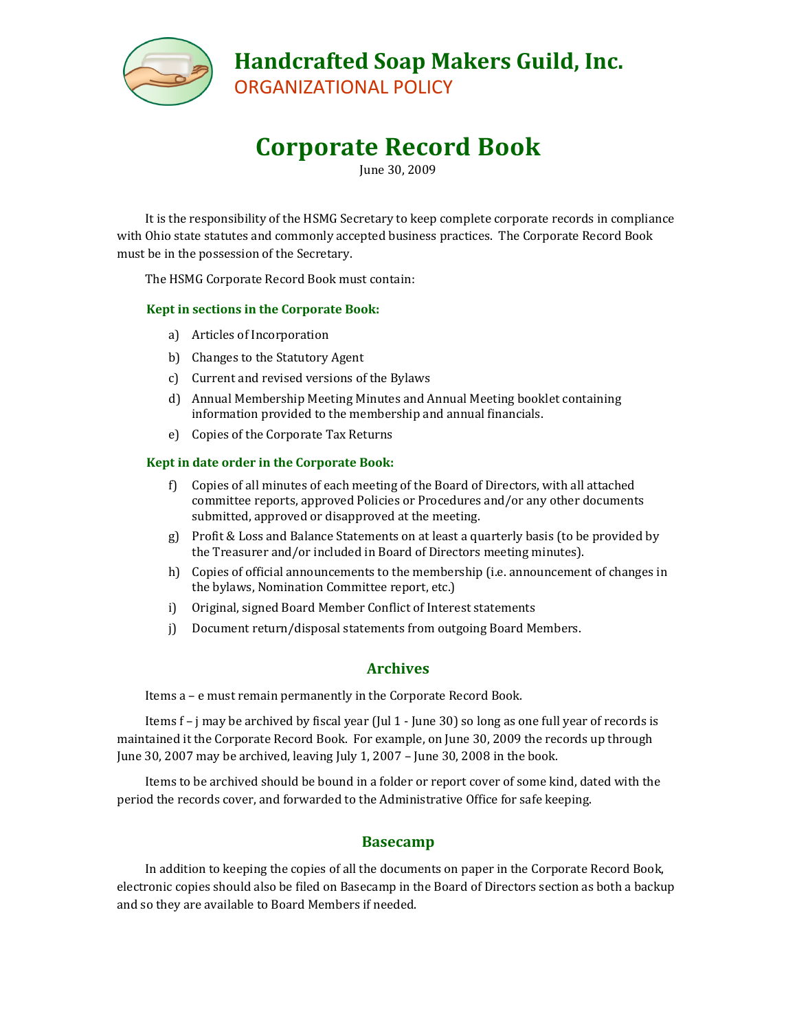# Handcrafted Soap Makers Guild, Inc.

ORGANIZATIONAL POLICY

# Corporate Record Book

June 30, 2009

It is the responsibility of the HSMG Secretary to keep complete corporate records in compliance with Ohio state statutes and commonly accepted business practices. The Corporate Record Book must be in the possession of the Secretary.

The HSMG Corporate Record Book must contain:

**Kept in sections in the Corporate Book:**

a) Articles of Incorporation

b) Changes to the Statutory Agent

c) Current and revised versions of the Bylaws

d) Annual Membership Meeting Minutes and Annual Meeting booklet containing information provided to the membership and annual financials.

e) Copies of the Corporate Tax Returns

**Kept in date order in the Corporate Book:**

f) Copies of all minutes of each meeting of the Board of Directors, with all attached committee reports, approved Policies or Procedures and/or any other documents submitted, approved or disapproved at the meeting.

g) Profit & Loss and Balance Statements on at least a quarterly basis (to be provided by the Treasurer and/or included in Board of Directors meeting minutes).

h) Copies of official announcements to the membership (i.e. announcement of changes in the bylaws, Nomination Committee report, etc.)

i) Original, signed Board Member Conflict of Interest statements

j) Document return/disposal statements from outgoing Board Members.

## Archives

Items a – e must remain permanently in the Corporate Record Book.

Items f – j may be archived by fiscal year (Jul 1 - June 30) so long as one full year of records is maintained it the Corporate Record Book. For example, on June 30, 2009 the records up through June 30, 2007 may be archived, leaving July 1, 2007 – June 30, 2008 in the book.

Items to be archived should be bound in a folder or report cover of some kind, dated with the period the records cover, and forwarded to the Administrative Office for safe keeping.

## Basecamp

In addition to keeping the copies of all the documents on paper in the Corporate Record Book, electronic copies should also be filed on Basecamp in the Board of Directors section as both a backup and so they are available to Board Members if needed.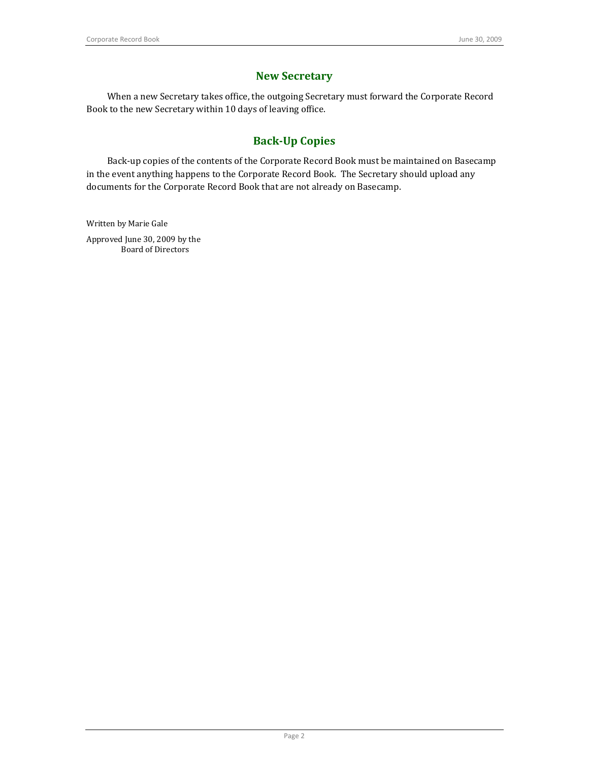## New Secretary

When a new Secretary takes office, the outgoing Secretary must forward the Corporate Record Book to the new Secretary within 10 days of leaving office.

## Back-Up Copies

Back-up copies of the contents of the Corporate Record Book must be maintained on Basecamp in the event anything happens to the Corporate Record Book. The Secretary should upload any documents for the Corporate Record Book that are not already on Basecamp.

Written by Marie Gale

Approved June 30, 2009 by the
Board of Directors